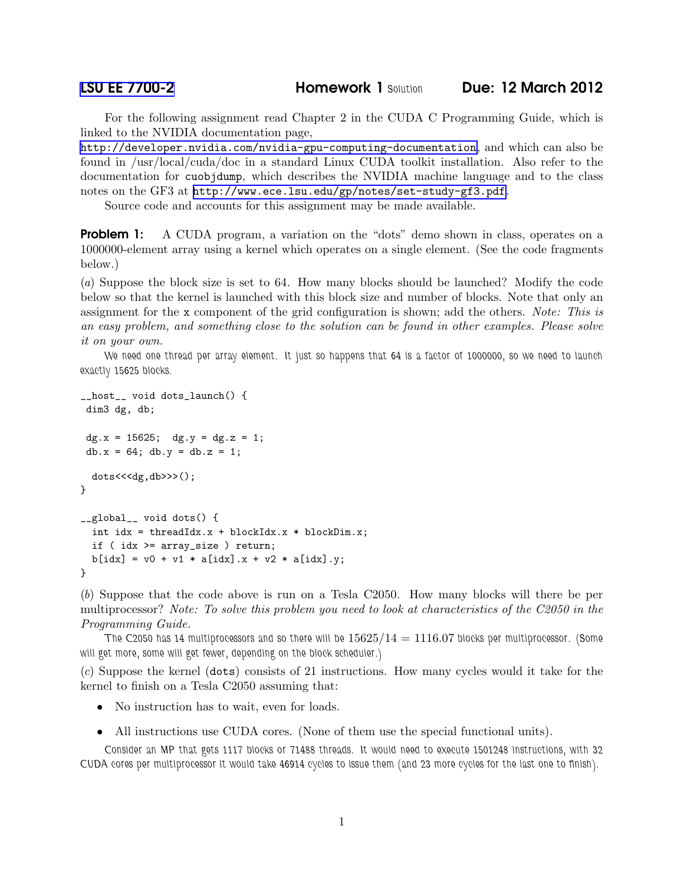LSU EE 7700-2 **Homework 1** Solution **Due: 12 March 2012**

For the following assignment read Chapter 2 in the CUDA C Programming Guide, which is linked to the NVIDIA documentation page, http://developer.nvidia.com/nvidia-gpu-computing-documentation, and which can also be found in /usr/local/cuda/doc in a standard Linux CUDA toolkit installation. Also refer to the documentation for `cuobjdump`, which describes the NVIDIA machine language and to the class notes on the GF3 at http://www.ece.lsu.edu/gp/notes/set-study-gf3.pdf.

Source code and accounts for this assignment may be made available.

**Problem 1:** A CUDA program, a variation on the "dots" demo shown in class, operates on a 1000000-element array using a kernel which operates on a single element. (See the code fragments below.)

(*a*) Suppose the block size is set to 64. How many blocks should be launched? Modify the code below so that the kernel is launched with this block size and number of blocks. Note that only an assignment for the `x` component of the grid configuration is shown; add the others. *Note: This is an easy problem, and something close to the solution can be found in other examples. Please solve it on your own.*

We need one thread per array element. It just so happens that 64 is a factor of 1000000, so we need to launch exactly 15625 blocks.

```
__host__ void dots_launch() {
 dim3 dg, db;

 dg.x = 15625;  dg.y = dg.z = 1;
 db.x = 64; db.y = db.z = 1;

  dots<<<dg,db>>>();
}

__global__ void dots() {
  int idx = threadIdx.x + blockIdx.x * blockDim.x;
  if ( idx >= array_size ) return;
  b[idx] = v0 + v1 * a[idx].x + v2 * a[idx].y;
}
```

(*b*) Suppose that the code above is run on a Tesla C2050. How many blocks will there be per multiprocessor? *Note: To solve this problem you need to look at characteristics of the C2050 in the Programming Guide.*

The C2050 has 14 multiprocessors and so there will be $15625/14 = 1116.07$ blocks per multiprocessor. (Some will get more, some will get fewer, depending on the block scheduler.)

(*c*) Suppose the kernel (`dots`) consists of 21 instructions. How many cycles would it take for the kernel to finish on a Tesla C2050 assuming that:

- No instruction has to wait, even for loads.
- All instructions use CUDA cores. (None of them use the special functional units).

Consider an MP that gets 1117 blocks or 71488 threads. It would need to execute 1501248 instructions, with 32 CUDA cores per multiprocessor it would take 46914 cycles to issue them (and 23 more cycles for the last one to finish).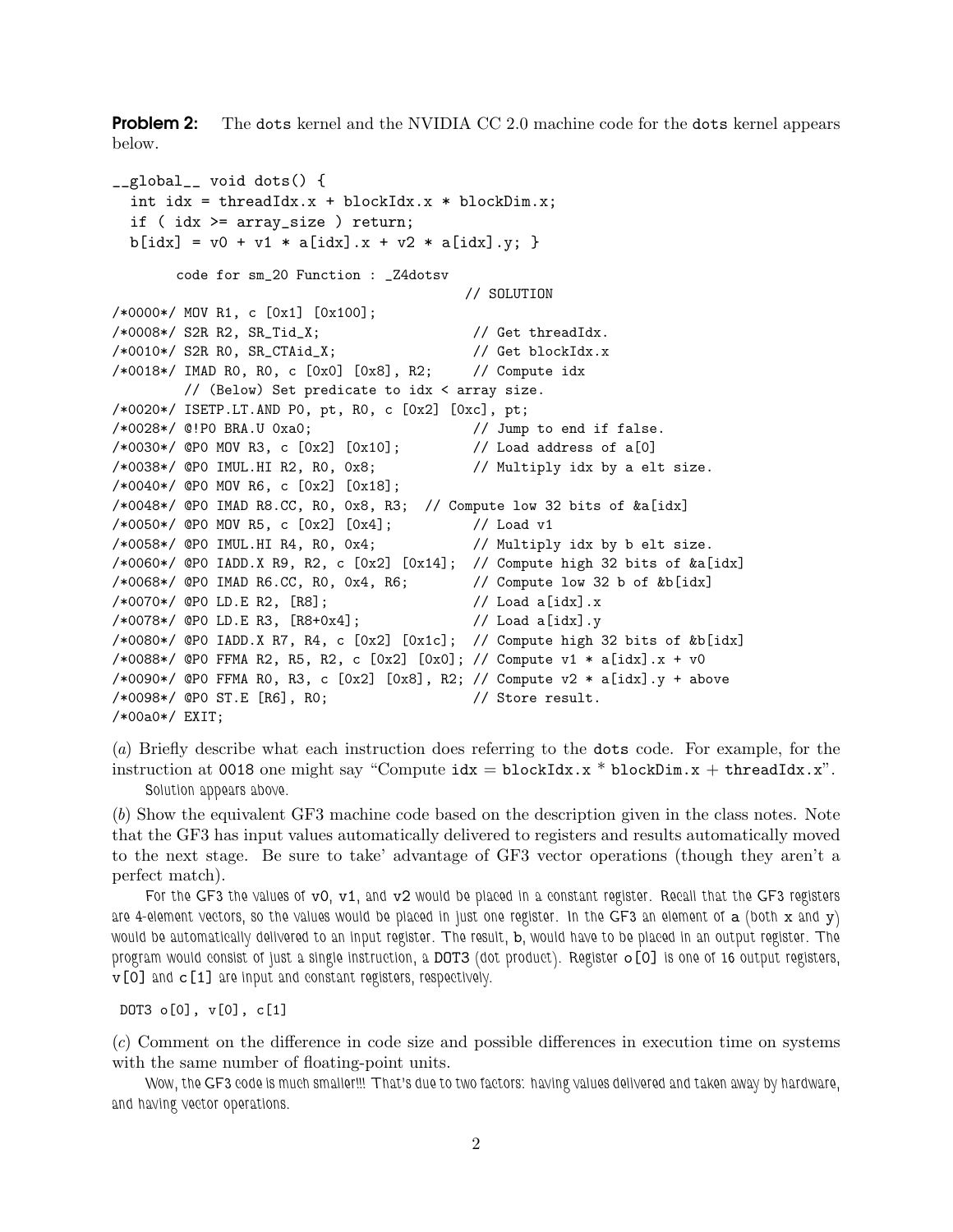**Problem 2:** The dots kernel and the NVIDIA CC 2.0 machine code for the dots kernel appears below.

```
__global__ void dots() {
  int idx = threadIdx.x + blockIdx.x * blockDim.x;
  if ( idx >= array_size ) return;
  b[idx] = v0 + v1 * a[idx].x + v2 * a[idx].y; }
```

```
       code for sm_20 Function : _Z4dotsv
                                          // SOLUTION
/*0000*/ MOV R1, c [0x1] [0x100];
/*0008*/ S2R R2, SR_Tid_X;                  // Get threadIdx.
/*0010*/ S2R R0, SR_CTAid_X;                // Get blockIdx.x
/*0018*/ IMAD R0, R0, c [0x0] [0x8], R2;    // Compute idx
       // (Below) Set predicate to idx < array size.
/*0020*/ ISETP.LT.AND P0, pt, R0, c [0x2] [0xc], pt;
/*0028*/ @!P0 BRA.U 0xa0;                   // Jump to end if false.
/*0030*/ @P0 MOV R3, c [0x2] [0x10];        // Load address of a[0]
/*0038*/ @P0 IMUL.HI R2, R0, 0x8;           // Multiply idx by a elt size.
/*0040*/ @P0 MOV R6, c [0x2] [0x18];
/*0048*/ @P0 IMAD R8.CC, R0, 0x8, R3;  // Compute low 32 bits of &a[idx]
/*0050*/ @P0 MOV R5, c [0x2] [0x4];         // Load v1
/*0058*/ @P0 IMUL.HI R4, R0, 0x4;           // Multiply idx by b elt size.
/*0060*/ @P0 IADD.X R9, R2, c [0x2] [0x14]; // Compute high 32 bits of &a[idx]
/*0068*/ @P0 IMAD R6.CC, R0, 0x4, R6;       // Compute low 32 b of &b[idx]
/*0070*/ @P0 LD.E R2, [R8];                 // Load a[idx].x
/*0078*/ @P0 LD.E R3, [R8+0x4];             // Load a[idx].y
/*0080*/ @P0 IADD.X R7, R4, c [0x2] [0x1c]; // Compute high 32 bits of &b[idx]
/*0088*/ @P0 FFMA R2, R5, R2, c [0x2] [0x0]; // Compute v1 * a[idx].x + v0
/*0090*/ @P0 FFMA R0, R3, c [0x2] [0x8], R2; // Compute v2 * a[idx].y + above
/*0098*/ @P0 ST.E [R6], R0;                 // Store result.
/*00a0*/ EXIT;
```

(*a*) Briefly describe what each instruction does referring to the dots code. For example, for the instruction at 0018 one might say "Compute idx = blockIdx.x * blockDim.x + threadIdx.x".

Solution appears above.

(*b*) Show the equivalent GF3 machine code based on the description given in the class notes. Note that the GF3 has input values automatically delivered to registers and results automatically moved to the next stage. Be sure to take' advantage of GF3 vector operations (though they aren't a perfect match).

For the GF3 the values of v0, v1, and v2 would be placed in a constant register. Recall that the GF3 registers are 4-element vectors, so the values would be placed in just one register. In the GF3 an element of a (both x and y) would be automatically delivered to an input register. The result, b, would have to be placed in an output register. The program would consist of just a single instruction, a DOT3 (dot product). Register o[0] is one of 16 output registers, v[0] and c[1] are input and constant registers, respectively.

```
DOT3 o[0], v[0], c[1]
```

(*c*) Comment on the difference in code size and possible differences in execution time on systems with the same number of floating-point units.

Wow, the GF3 code is much smaller!!! That's due to two factors: having values delivered and taken away by hardware, and having vector operations.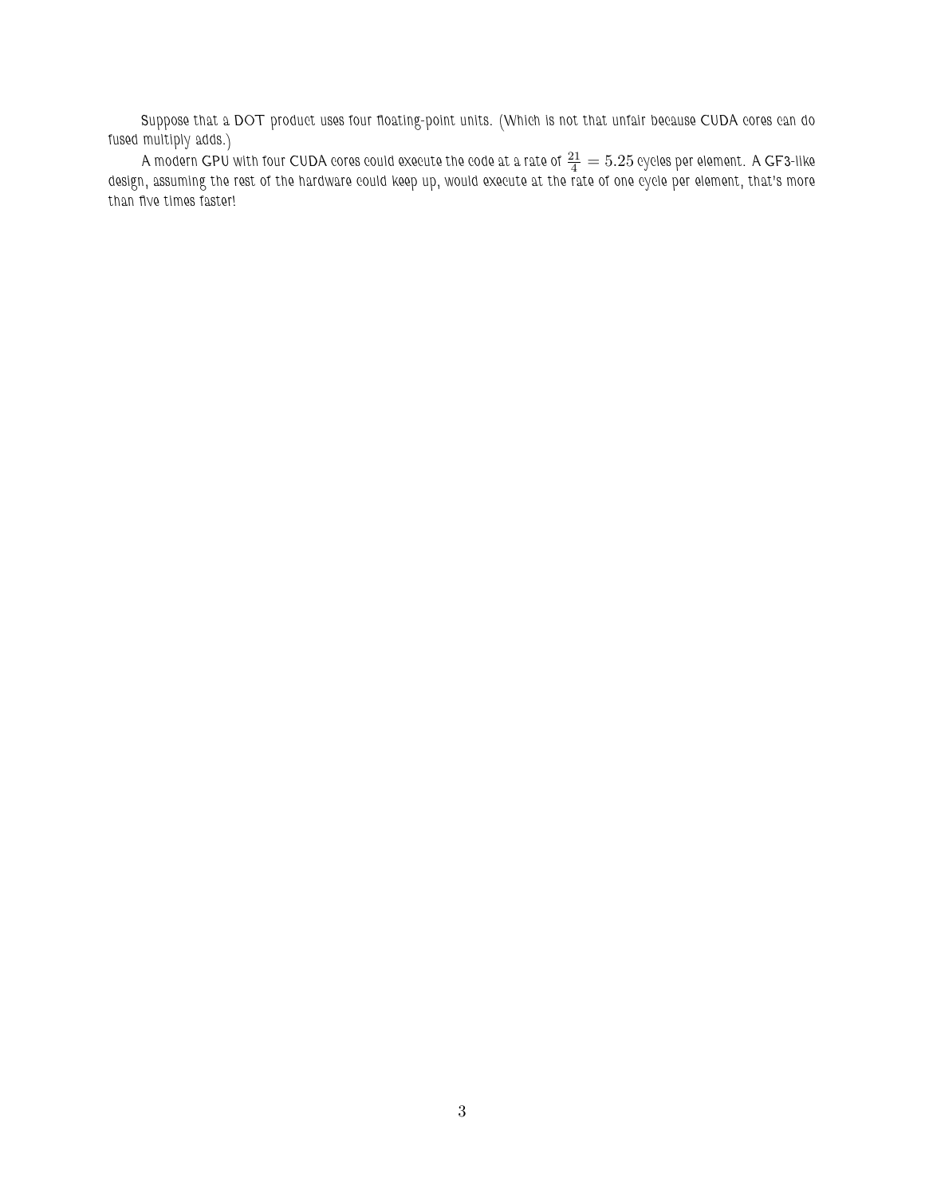Suppose that a DOT product uses four floating-point units. (Which is not that unfair because CUDA cores can do fused multiply adds.)

A modern GPU with four CUDA cores could execute the code at a rate of $\frac{21}{4} = 5.25$ cycles per element. A GF3-like design, assuming the rest of the hardware could keep up, would execute at the rate of one cycle per element, that's more than five times faster!